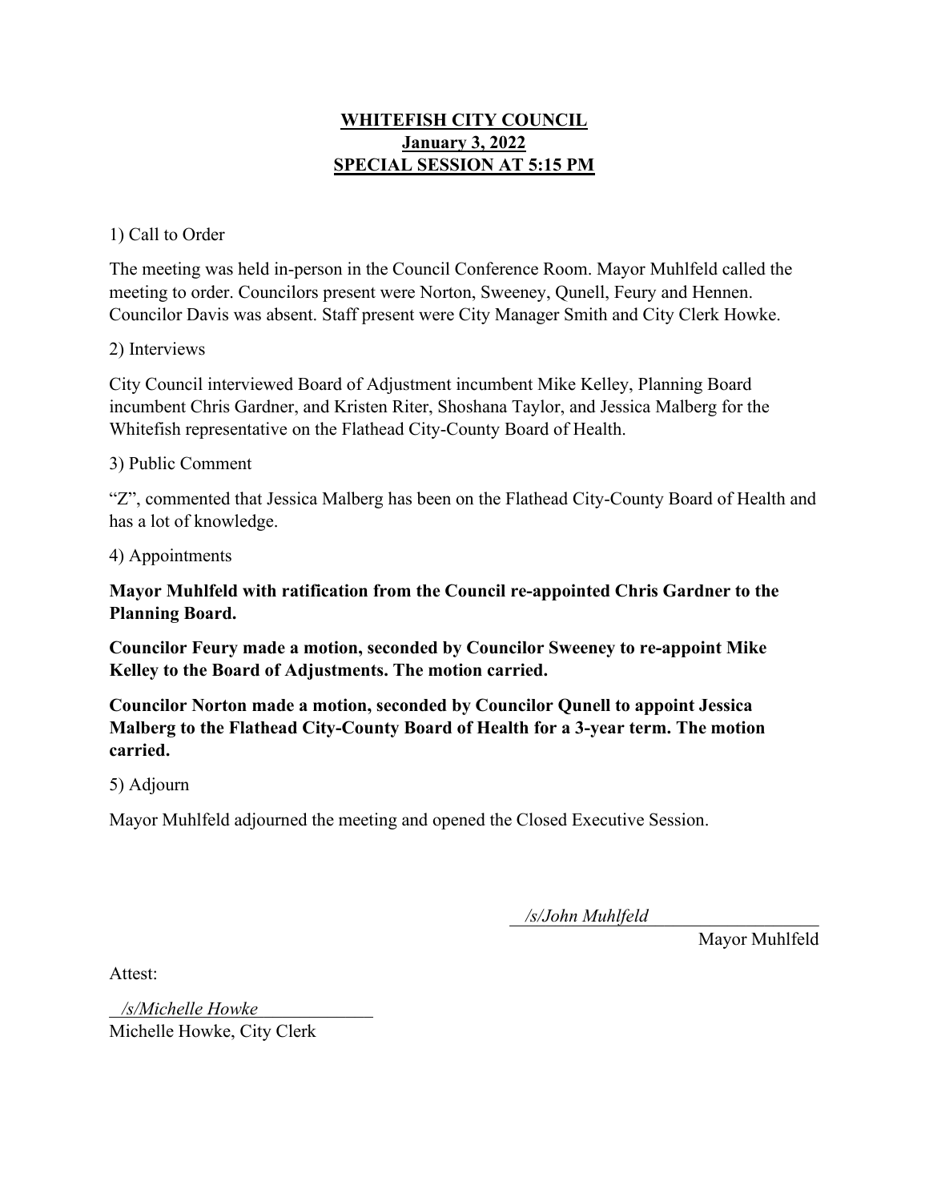# WHITEFISH CITY COUNCIL
## January 3, 2022
## SPECIAL SESSION AT 5:15 PM

1) Call to Order

The meeting was held in-person in the Council Conference Room. Mayor Muhlfeld called the meeting to order. Councilors present were Norton, Sweeney, Qunell, Feury and Hennen. Councilor Davis was absent. Staff present were City Manager Smith and City Clerk Howke.

2) Interviews

City Council interviewed Board of Adjustment incumbent Mike Kelley, Planning Board incumbent Chris Gardner, and Kristen Riter, Shoshana Taylor, and Jessica Malberg for the Whitefish representative on the Flathead City-County Board of Health.

3) Public Comment

"Z", commented that Jessica Malberg has been on the Flathead City-County Board of Health and has a lot of knowledge.

4) Appointments

**Mayor Muhlfeld with ratification from the Council re-appointed Chris Gardner to the Planning Board.**

**Councilor Feury made a motion, seconded by Councilor Sweeney to re-appoint Mike Kelley to the Board of Adjustments. The motion carried.**

**Councilor Norton made a motion, seconded by Councilor Qunell to appoint Jessica Malberg to the Flathead City-County Board of Health for a 3-year term. The motion carried.**

5) Adjourn

Mayor Muhlfeld adjourned the meeting and opened the Closed Executive Session.

*/s/John Muhlfeld*
Mayor Muhlfeld

Attest:

*/s/Michelle Howke*
Michelle Howke, City Clerk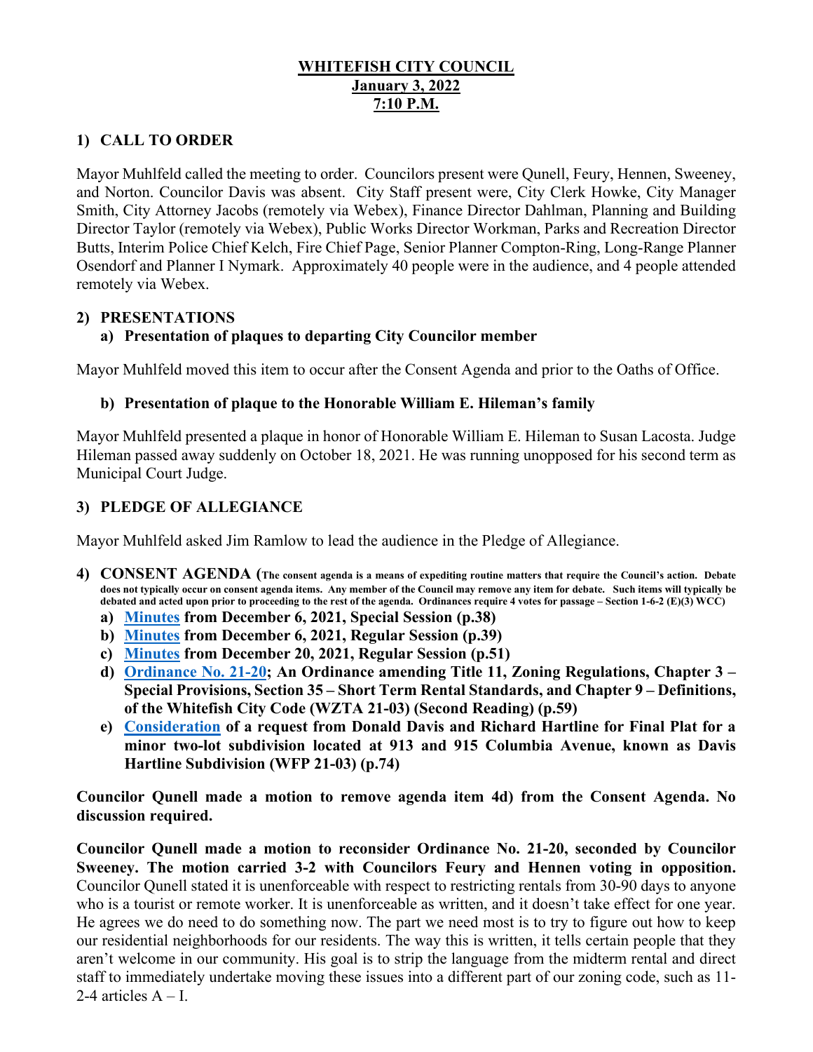## WHITEFISH CITY COUNCIL
## January 3, 2022
## 7:10 P.M.

### 1) CALL TO ORDER

Mayor Muhlfeld called the meeting to order. Councilors present were Qunell, Feury, Hennen, Sweeney, and Norton. Councilor Davis was absent. City Staff present were, City Clerk Howke, City Manager Smith, City Attorney Jacobs (remotely via Webex), Finance Director Dahlman, Planning and Building Director Taylor (remotely via Webex), Public Works Director Workman, Parks and Recreation Director Butts, Interim Police Chief Kelch, Fire Chief Page, Senior Planner Compton-Ring, Long-Range Planner Osendorf and Planner I Nymark. Approximately 40 people were in the audience, and 4 people attended remotely via Webex.

### 2) PRESENTATIONS

**a) Presentation of plaques to departing City Councilor member**

Mayor Muhlfeld moved this item to occur after the Consent Agenda and prior to the Oaths of Office.

**b) Presentation of plaque to the Honorable William E. Hileman's family**

Mayor Muhlfeld presented a plaque in honor of Honorable William E. Hileman to Susan Lacosta. Judge Hileman passed away suddenly on October 18, 2021. He was running unopposed for his second term as Municipal Court Judge.

### 3) PLEDGE OF ALLEGIANCE

Mayor Muhlfeld asked Jim Ramlow to lead the audience in the Pledge of Allegiance.

### 4) CONSENT AGENDA (The consent agenda is a means of expediting routine matters that require the Council's action. Debate does not typically occur on consent agenda items. Any member of the Council may remove any item for debate. Such items will typically be debated and acted upon prior to proceeding to the rest of the agenda. Ordinances require 4 votes for passage – Section 1-6-2 (E)(3) WCC)

**a) Minutes from December 6, 2021, Special Session (p.38)**

**b) Minutes from December 6, 2021, Regular Session (p.39)**

**c) Minutes from December 20, 2021, Regular Session (p.51)**

**d) Ordinance No. 21-20; An Ordinance amending Title 11, Zoning Regulations, Chapter 3 – Special Provisions, Section 35 – Short Term Rental Standards, and Chapter 9 – Definitions, of the Whitefish City Code (WZTA 21-03) (Second Reading) (p.59)**

**e) Consideration of a request from Donald Davis and Richard Hartline for Final Plat for a minor two-lot subdivision located at 913 and 915 Columbia Avenue, known as Davis Hartline Subdivision (WFP 21-03) (p.74)**

**Councilor Qunell made a motion to remove agenda item 4d) from the Consent Agenda. No discussion required.**

**Councilor Qunell made a motion to reconsider Ordinance No. 21-20, seconded by Councilor Sweeney. The motion carried 3-2 with Councilors Feury and Hennen voting in opposition.** Councilor Qunell stated it is unenforceable with respect to restricting rentals from 30-90 days to anyone who is a tourist or remote worker. It is unenforceable as written, and it doesn't take effect for one year. He agrees we do need to do something now. The part we need most is to try to figure out how to keep our residential neighborhoods for our residents. The way this is written, it tells certain people that they aren't welcome in our community. His goal is to strip the language from the midterm rental and direct staff to immediately undertake moving these issues into a different part of our zoning code, such as 11-2-4 articles A – I.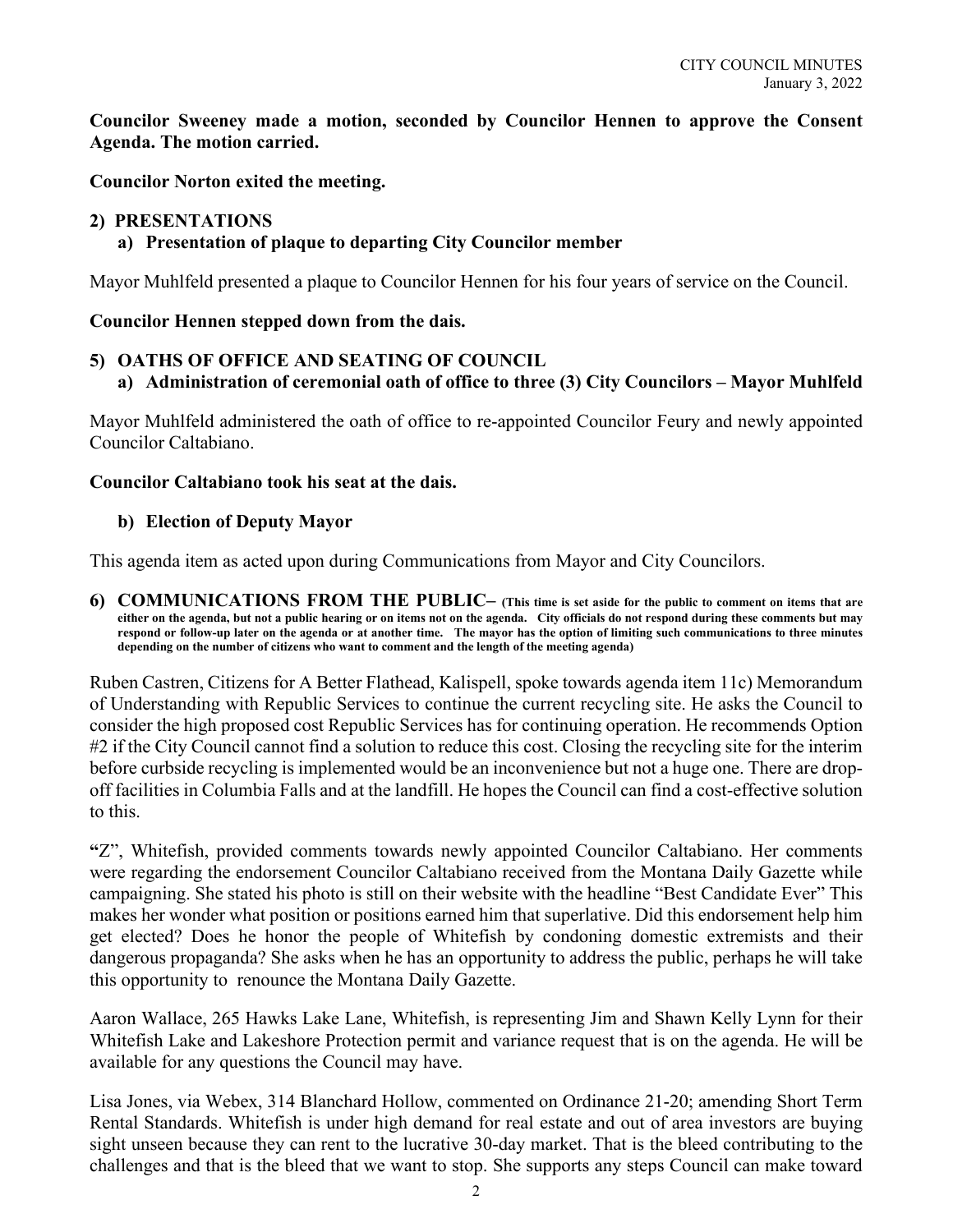**Councilor Sweeney made a motion, seconded by Councilor Hennen to approve the Consent Agenda. The motion carried.**

**Councilor Norton exited the meeting.**

## 2) PRESENTATIONS

### a) Presentation of plaque to departing City Councilor member

Mayor Muhlfeld presented a plaque to Councilor Hennen for his four years of service on the Council.

**Councilor Hennen stepped down from the dais.**

## 5) OATHS OF OFFICE AND SEATING OF COUNCIL

### a) Administration of ceremonial oath of office to three (3) City Councilors – Mayor Muhlfeld

Mayor Muhlfeld administered the oath of office to re-appointed Councilor Feury and newly appointed Councilor Caltabiano.

**Councilor Caltabiano took his seat at the dais.**

### b) Election of Deputy Mayor

This agenda item as acted upon during Communications from Mayor and City Councilors.

## 6) COMMUNICATIONS FROM THE PUBLIC– (This time is set aside for the public to comment on items that are either on the agenda, but not a public hearing or on items not on the agenda. City officials do not respond during these comments but may respond or follow-up later on the agenda or at another time. The mayor has the option of limiting such communications to three minutes depending on the number of citizens who want to comment and the length of the meeting agenda)

Ruben Castren, Citizens for A Better Flathead, Kalispell, spoke towards agenda item 11c) Memorandum of Understanding with Republic Services to continue the current recycling site. He asks the Council to consider the high proposed cost Republic Services has for continuing operation. He recommends Option #2 if the City Council cannot find a solution to reduce this cost. Closing the recycling site for the interim before curbside recycling is implemented would be an inconvenience but not a huge one. There are drop-off facilities in Columbia Falls and at the landfill. He hopes the Council can find a cost-effective solution to this.

**"**Z", Whitefish, provided comments towards newly appointed Councilor Caltabiano. Her comments were regarding the endorsement Councilor Caltabiano received from the Montana Daily Gazette while campaigning. She stated his photo is still on their website with the headline "Best Candidate Ever" This makes her wonder what position or positions earned him that superlative. Did this endorsement help him get elected? Does he honor the people of Whitefish by condoning domestic extremists and their dangerous propaganda? She asks when he has an opportunity to address the public, perhaps he will take this opportunity to renounce the Montana Daily Gazette.

Aaron Wallace, 265 Hawks Lake Lane, Whitefish, is representing Jim and Shawn Kelly Lynn for their Whitefish Lake and Lakeshore Protection permit and variance request that is on the agenda. He will be available for any questions the Council may have.

Lisa Jones, via Webex, 314 Blanchard Hollow, commented on Ordinance 21-20; amending Short Term Rental Standards. Whitefish is under high demand for real estate and out of area investors are buying sight unseen because they can rent to the lucrative 30-day market. That is the bleed contributing to the challenges and that is the bleed that we want to stop. She supports any steps Council can make toward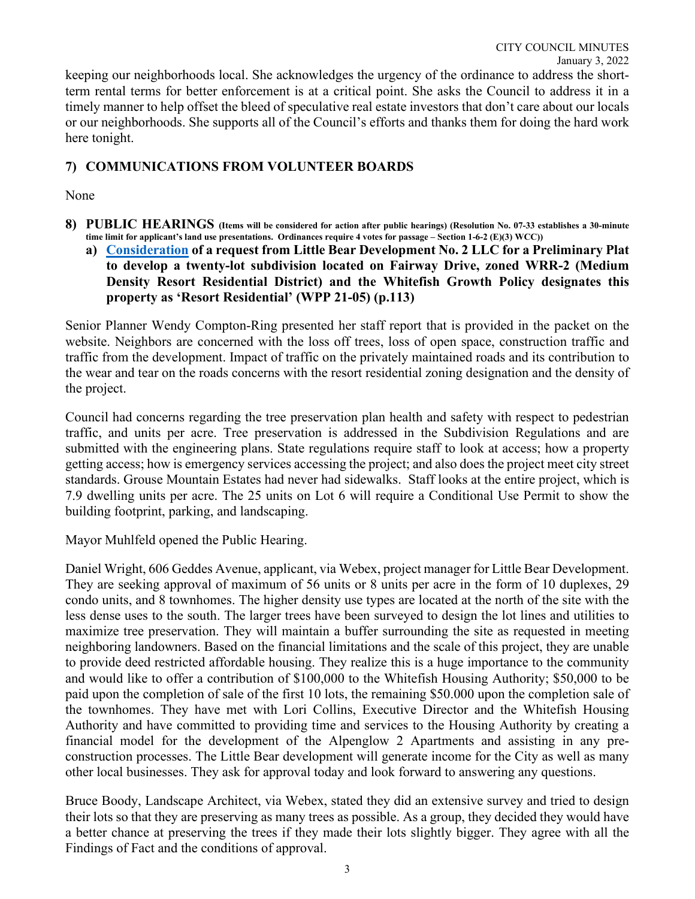keeping our neighborhoods local. She acknowledges the urgency of the ordinance to address the short-term rental terms for better enforcement is at a critical point. She asks the Council to address it in a timely manner to help offset the bleed of speculative real estate investors that don't care about our locals or our neighborhoods. She supports all of the Council's efforts and thanks them for doing the hard work here tonight.

## 7) COMMUNICATIONS FROM VOLUNTEER BOARDS

None

## 8) PUBLIC HEARINGS (Items will be considered for action after public hearings) (Resolution No. 07-33 establishes a 30-minute time limit for applicant's land use presentations. Ordinances require 4 votes for passage – Section 1-6-2 (E)(3) WCC))

**a) Consideration of a request from Little Bear Development No. 2 LLC for a Preliminary Plat to develop a twenty-lot subdivision located on Fairway Drive, zoned WRR-2 (Medium Density Resort Residential District) and the Whitefish Growth Policy designates this property as 'Resort Residential' (WPP 21-05) (p.113)**

Senior Planner Wendy Compton-Ring presented her staff report that is provided in the packet on the website. Neighbors are concerned with the loss off trees, loss of open space, construction traffic and traffic from the development. Impact of traffic on the privately maintained roads and its contribution to the wear and tear on the roads concerns with the resort residential zoning designation and the density of the project.

Council had concerns regarding the tree preservation plan health and safety with respect to pedestrian traffic, and units per acre. Tree preservation is addressed in the Subdivision Regulations and are submitted with the engineering plans. State regulations require staff to look at access; how a property getting access; how is emergency services accessing the project; and also does the project meet city street standards. Grouse Mountain Estates had never had sidewalks. Staff looks at the entire project, which is 7.9 dwelling units per acre. The 25 units on Lot 6 will require a Conditional Use Permit to show the building footprint, parking, and landscaping.

Mayor Muhlfeld opened the Public Hearing.

Daniel Wright, 606 Geddes Avenue, applicant, via Webex, project manager for Little Bear Development. They are seeking approval of maximum of 56 units or 8 units per acre in the form of 10 duplexes, 29 condo units, and 8 townhomes. The higher density use types are located at the north of the site with the less dense uses to the south. The larger trees have been surveyed to design the lot lines and utilities to maximize tree preservation. They will maintain a buffer surrounding the site as requested in meeting neighboring landowners. Based on the financial limitations and the scale of this project, they are unable to provide deed restricted affordable housing. They realize this is a huge importance to the community and would like to offer a contribution of $100,000 to the Whitefish Housing Authority; $50,000 to be paid upon the completion of sale of the first 10 lots, the remaining $50.000 upon the completion sale of the townhomes. They have met with Lori Collins, Executive Director and the Whitefish Housing Authority and have committed to providing time and services to the Housing Authority by creating a financial model for the development of the Alpenglow 2 Apartments and assisting in any pre-construction processes. The Little Bear development will generate income for the City as well as many other local businesses. They ask for approval today and look forward to answering any questions.

Bruce Boody, Landscape Architect, via Webex, stated they did an extensive survey and tried to design their lots so that they are preserving as many trees as possible. As a group, they decided they would have a better chance at preserving the trees if they made their lots slightly bigger. They agree with all the Findings of Fact and the conditions of approval.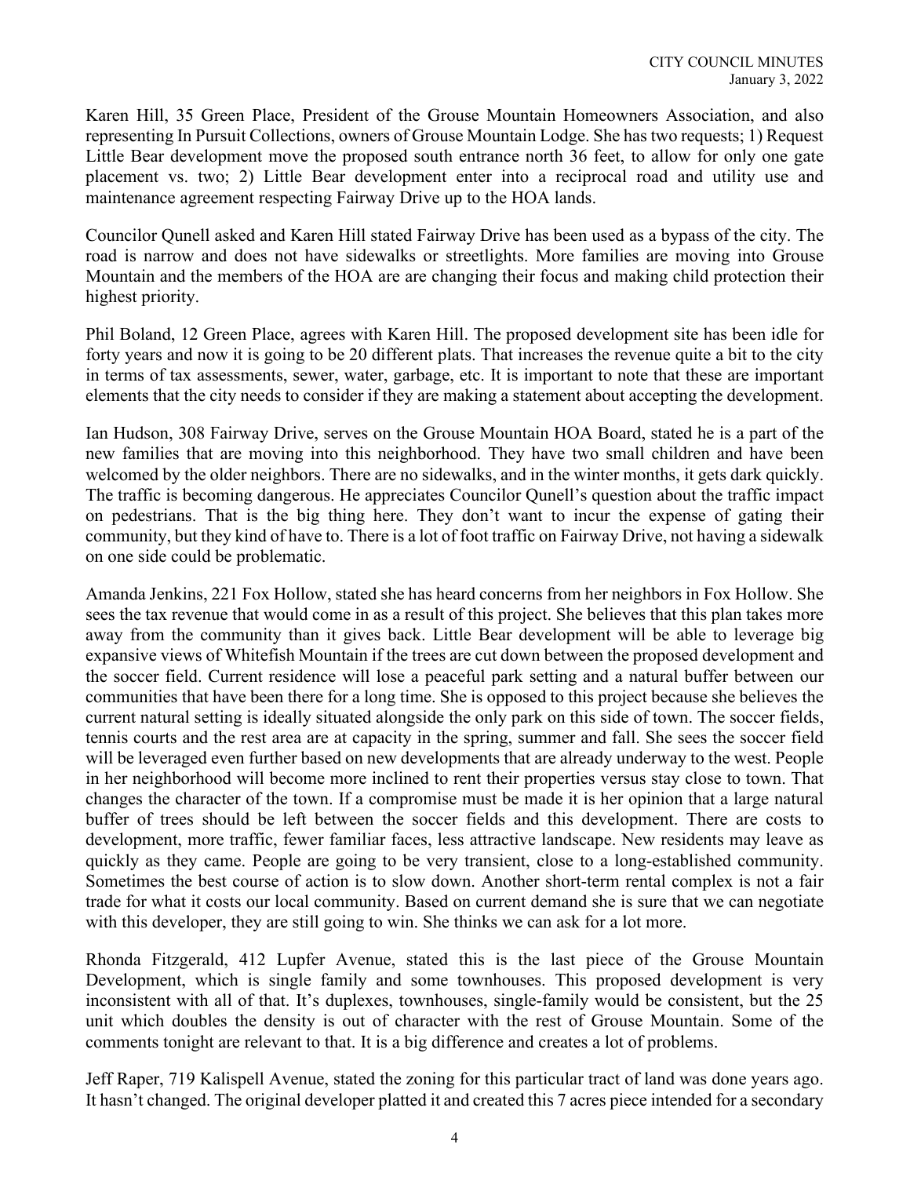Karen Hill, 35 Green Place, President of the Grouse Mountain Homeowners Association, and also representing In Pursuit Collections, owners of Grouse Mountain Lodge. She has two requests; 1) Request Little Bear development move the proposed south entrance north 36 feet, to allow for only one gate placement vs. two; 2) Little Bear development enter into a reciprocal road and utility use and maintenance agreement respecting Fairway Drive up to the HOA lands.

Councilor Qunell asked and Karen Hill stated Fairway Drive has been used as a bypass of the city. The road is narrow and does not have sidewalks or streetlights. More families are moving into Grouse Mountain and the members of the HOA are are changing their focus and making child protection their highest priority.

Phil Boland, 12 Green Place, agrees with Karen Hill. The proposed development site has been idle for forty years and now it is going to be 20 different plats. That increases the revenue quite a bit to the city in terms of tax assessments, sewer, water, garbage, etc. It is important to note that these are important elements that the city needs to consider if they are making a statement about accepting the development.

Ian Hudson, 308 Fairway Drive, serves on the Grouse Mountain HOA Board, stated he is a part of the new families that are moving into this neighborhood. They have two small children and have been welcomed by the older neighbors. There are no sidewalks, and in the winter months, it gets dark quickly. The traffic is becoming dangerous. He appreciates Councilor Qunell's question about the traffic impact on pedestrians. That is the big thing here. They don't want to incur the expense of gating their community, but they kind of have to. There is a lot of foot traffic on Fairway Drive, not having a sidewalk on one side could be problematic.

Amanda Jenkins, 221 Fox Hollow, stated she has heard concerns from her neighbors in Fox Hollow. She sees the tax revenue that would come in as a result of this project. She believes that this plan takes more away from the community than it gives back. Little Bear development will be able to leverage big expansive views of Whitefish Mountain if the trees are cut down between the proposed development and the soccer field. Current residence will lose a peaceful park setting and a natural buffer between our communities that have been there for a long time. She is opposed to this project because she believes the current natural setting is ideally situated alongside the only park on this side of town. The soccer fields, tennis courts and the rest area are at capacity in the spring, summer and fall. She sees the soccer field will be leveraged even further based on new developments that are already underway to the west. People in her neighborhood will become more inclined to rent their properties versus stay close to town. That changes the character of the town. If a compromise must be made it is her opinion that a large natural buffer of trees should be left between the soccer fields and this development. There are costs to development, more traffic, fewer familiar faces, less attractive landscape. New residents may leave as quickly as they came. People are going to be very transient, close to a long-established community. Sometimes the best course of action is to slow down. Another short-term rental complex is not a fair trade for what it costs our local community. Based on current demand she is sure that we can negotiate with this developer, they are still going to win. She thinks we can ask for a lot more.

Rhonda Fitzgerald, 412 Lupfer Avenue, stated this is the last piece of the Grouse Mountain Development, which is single family and some townhouses. This proposed development is very inconsistent with all of that. It's duplexes, townhouses, single-family would be consistent, but the 25 unit which doubles the density is out of character with the rest of Grouse Mountain. Some of the comments tonight are relevant to that. It is a big difference and creates a lot of problems.

Jeff Raper, 719 Kalispell Avenue, stated the zoning for this particular tract of land was done years ago. It hasn't changed. The original developer platted it and created this 7 acres piece intended for a secondary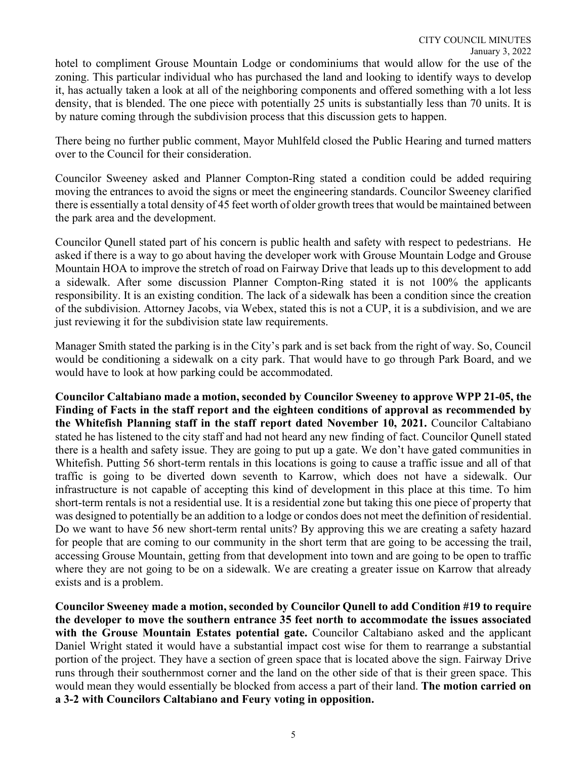hotel to compliment Grouse Mountain Lodge or condominiums that would allow for the use of the zoning. This particular individual who has purchased the land and looking to identify ways to develop it, has actually taken a look at all of the neighboring components and offered something with a lot less density, that is blended. The one piece with potentially 25 units is substantially less than 70 units. It is by nature coming through the subdivision process that this discussion gets to happen.

There being no further public comment, Mayor Muhlfeld closed the Public Hearing and turned matters over to the Council for their consideration.

Councilor Sweeney asked and Planner Compton-Ring stated a condition could be added requiring moving the entrances to avoid the signs or meet the engineering standards. Councilor Sweeney clarified there is essentially a total density of 45 feet worth of older growth trees that would be maintained between the park area and the development.

Councilor Qunell stated part of his concern is public health and safety with respect to pedestrians. He asked if there is a way to go about having the developer work with Grouse Mountain Lodge and Grouse Mountain HOA to improve the stretch of road on Fairway Drive that leads up to this development to add a sidewalk. After some discussion Planner Compton-Ring stated it is not 100% the applicants responsibility. It is an existing condition. The lack of a sidewalk has been a condition since the creation of the subdivision. Attorney Jacobs, via Webex, stated this is not a CUP, it is a subdivision, and we are just reviewing it for the subdivision state law requirements.

Manager Smith stated the parking is in the City's park and is set back from the right of way. So, Council would be conditioning a sidewalk on a city park. That would have to go through Park Board, and we would have to look at how parking could be accommodated.

**Councilor Caltabiano made a motion, seconded by Councilor Sweeney to approve WPP 21-05, the Finding of Facts in the staff report and the eighteen conditions of approval as recommended by the Whitefish Planning staff in the staff report dated November 10, 2021.** Councilor Caltabiano stated he has listened to the city staff and had not heard any new finding of fact. Councilor Qunell stated there is a health and safety issue. They are going to put up a gate. We don't have gated communities in Whitefish. Putting 56 short-term rentals in this locations is going to cause a traffic issue and all of that traffic is going to be diverted down seventh to Karrow, which does not have a sidewalk. Our infrastructure is not capable of accepting this kind of development in this place at this time. To him short-term rentals is not a residential use. It is a residential zone but taking this one piece of property that was designed to potentially be an addition to a lodge or condos does not meet the definition of residential. Do we want to have 56 new short-term rental units? By approving this we are creating a safety hazard for people that are coming to our community in the short term that are going to be accessing the trail, accessing Grouse Mountain, getting from that development into town and are going to be open to traffic where they are not going to be on a sidewalk. We are creating a greater issue on Karrow that already exists and is a problem.

**Councilor Sweeney made a motion, seconded by Councilor Qunell to add Condition #19 to require the developer to move the southern entrance 35 feet north to accommodate the issues associated with the Grouse Mountain Estates potential gate.** Councilor Caltabiano asked and the applicant Daniel Wright stated it would have a substantial impact cost wise for them to rearrange a substantial portion of the project. They have a section of green space that is located above the sign. Fairway Drive runs through their southernmost corner and the land on the other side of that is their green space. This would mean they would essentially be blocked from access a part of their land. **The motion carried on a 3-2 with Councilors Caltabiano and Feury voting in opposition.**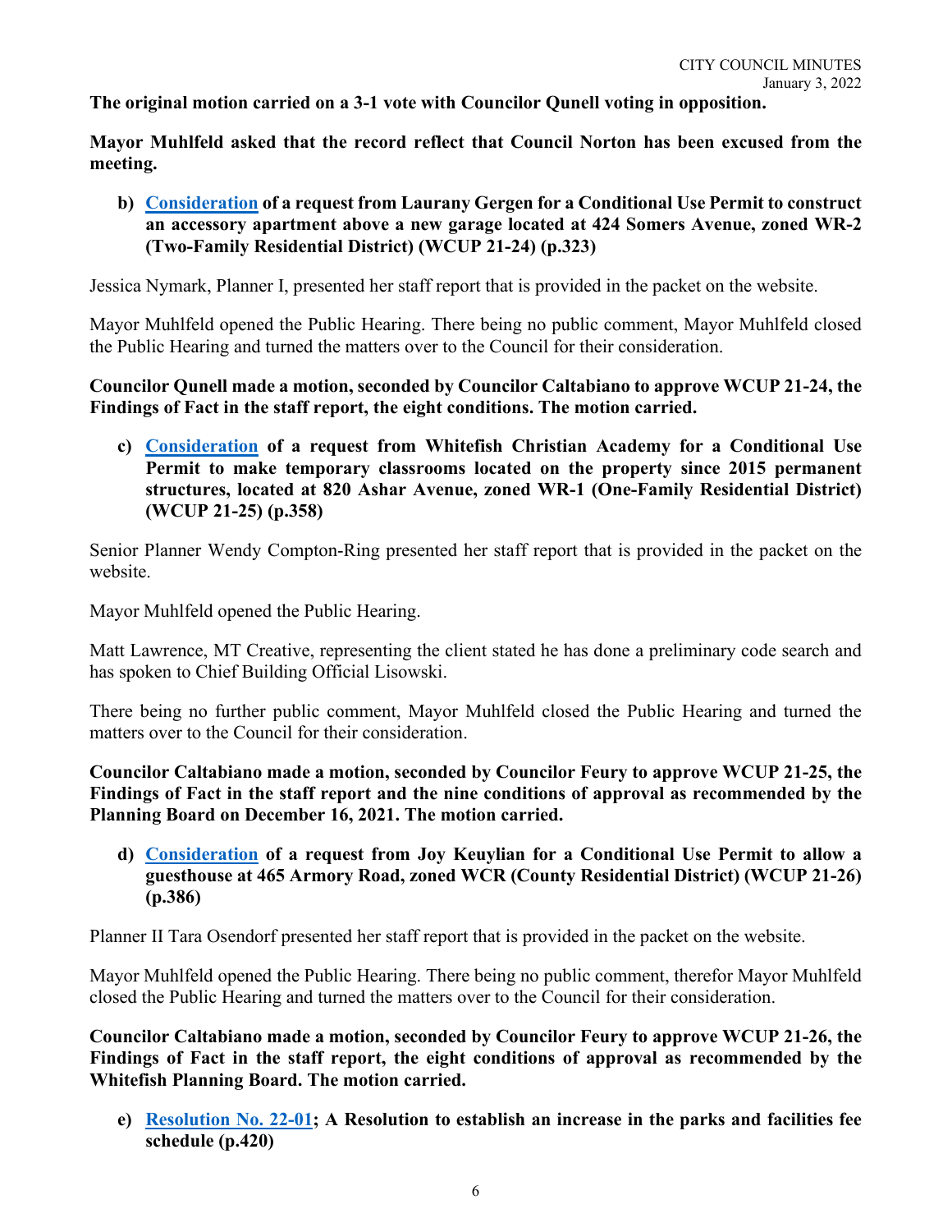**The original motion carried on a 3-1 vote with Councilor Qunell voting in opposition.**

**Mayor Muhlfeld asked that the record reflect that Council Norton has been excused from the meeting.**

**b) Consideration of a request from Laurany Gergen for a Conditional Use Permit to construct an accessory apartment above a new garage located at 424 Somers Avenue, zoned WR-2 (Two-Family Residential District) (WCUP 21-24) (p.323)**

Jessica Nymark, Planner I, presented her staff report that is provided in the packet on the website.

Mayor Muhlfeld opened the Public Hearing. There being no public comment, Mayor Muhlfeld closed the Public Hearing and turned the matters over to the Council for their consideration.

**Councilor Qunell made a motion, seconded by Councilor Caltabiano to approve WCUP 21-24, the Findings of Fact in the staff report, the eight conditions. The motion carried.**

**c) Consideration of a request from Whitefish Christian Academy for a Conditional Use Permit to make temporary classrooms located on the property since 2015 permanent structures, located at 820 Ashar Avenue, zoned WR-1 (One-Family Residential District) (WCUP 21-25) (p.358)**

Senior Planner Wendy Compton-Ring presented her staff report that is provided in the packet on the website.

Mayor Muhlfeld opened the Public Hearing.

Matt Lawrence, MT Creative, representing the client stated he has done a preliminary code search and has spoken to Chief Building Official Lisowski.

There being no further public comment, Mayor Muhlfeld closed the Public Hearing and turned the matters over to the Council for their consideration.

**Councilor Caltabiano made a motion, seconded by Councilor Feury to approve WCUP 21-25, the Findings of Fact in the staff report and the nine conditions of approval as recommended by the Planning Board on December 16, 2021. The motion carried.**

**d) Consideration of a request from Joy Keuylian for a Conditional Use Permit to allow a guesthouse at 465 Armory Road, zoned WCR (County Residential District) (WCUP 21-26) (p.386)**

Planner II Tara Osendorf presented her staff report that is provided in the packet on the website.

Mayor Muhlfeld opened the Public Hearing. There being no public comment, therefor Mayor Muhlfeld closed the Public Hearing and turned the matters over to the Council for their consideration.

**Councilor Caltabiano made a motion, seconded by Councilor Feury to approve WCUP 21-26, the Findings of Fact in the staff report, the eight conditions of approval as recommended by the Whitefish Planning Board. The motion carried.**

**e) Resolution No. 22-01; A Resolution to establish an increase in the parks and facilities fee schedule (p.420)**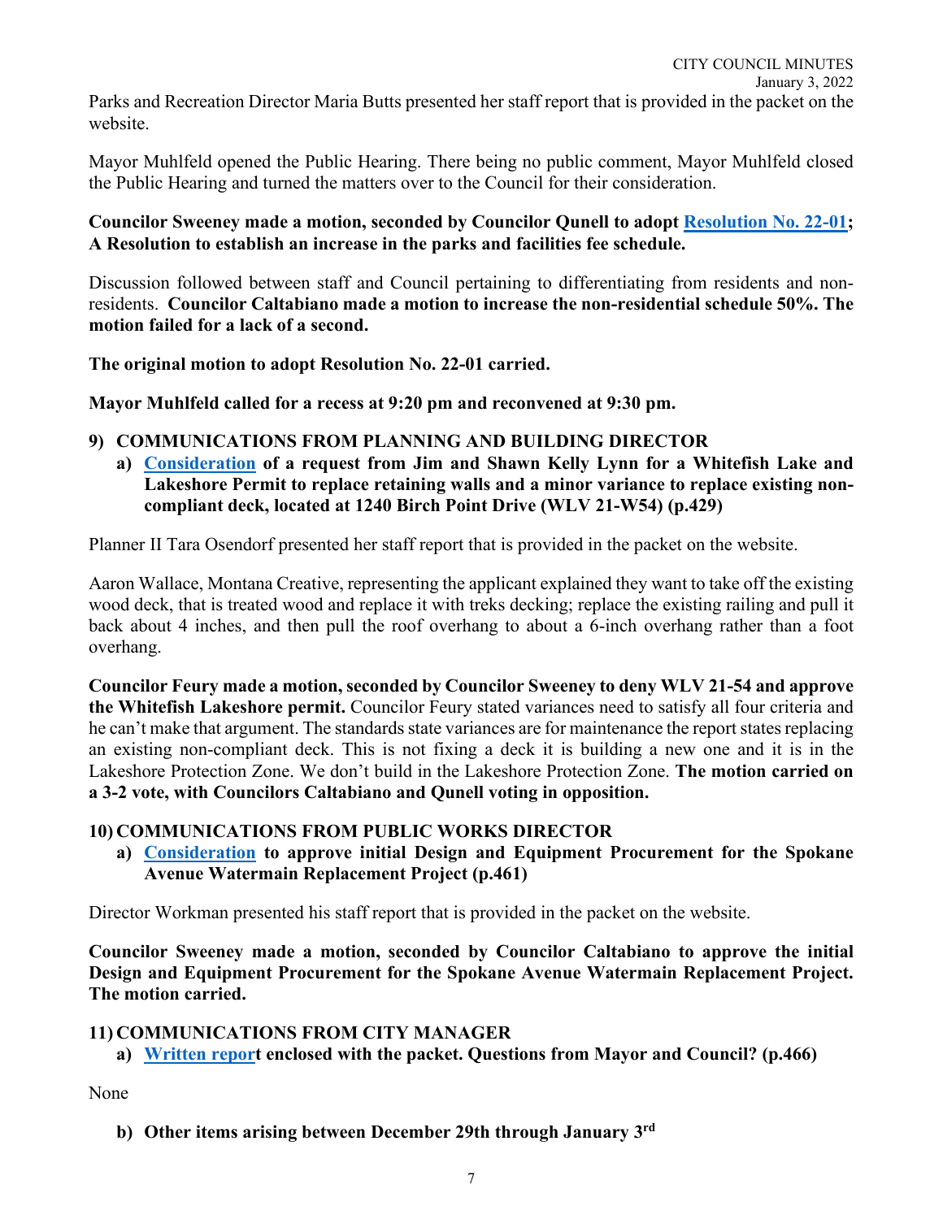Parks and Recreation Director Maria Butts presented her staff report that is provided in the packet on the website.

Mayor Muhlfeld opened the Public Hearing. There being no public comment, Mayor Muhlfeld closed the Public Hearing and turned the matters over to the Council for their consideration.

**Councilor Sweeney made a motion, seconded by Councilor Qunell to adopt Resolution No. 22-01; A Resolution to establish an increase in the parks and facilities fee schedule.**

Discussion followed between staff and Council pertaining to differentiating from residents and non-residents. **Councilor Caltabiano made a motion to increase the non-residential schedule 50%. The motion failed for a lack of a second.**

**The original motion to adopt Resolution No. 22-01 carried.**

**Mayor Muhlfeld called for a recess at 9:20 pm and reconvened at 9:30 pm.**

## 9) COMMUNICATIONS FROM PLANNING AND BUILDING DIRECTOR

**a) Consideration of a request from Jim and Shawn Kelly Lynn for a Whitefish Lake and Lakeshore Permit to replace retaining walls and a minor variance to replace existing non-compliant deck, located at 1240 Birch Point Drive (WLV 21-W54) (p.429)**

Planner II Tara Osendorf presented her staff report that is provided in the packet on the website.

Aaron Wallace, Montana Creative, representing the applicant explained they want to take off the existing wood deck, that is treated wood and replace it with treks decking; replace the existing railing and pull it back about 4 inches, and then pull the roof overhang to about a 6-inch overhang rather than a foot overhang.

**Councilor Feury made a motion, seconded by Councilor Sweeney to deny WLV 21-54 and approve the Whitefish Lakeshore permit.** Councilor Feury stated variances need to satisfy all four criteria and he can't make that argument. The standards state variances are for maintenance the report states replacing an existing non-compliant deck. This is not fixing a deck it is building a new one and it is in the Lakeshore Protection Zone. We don't build in the Lakeshore Protection Zone. **The motion carried on a 3-2 vote, with Councilors Caltabiano and Qunell voting in opposition.**

## 10) COMMUNICATIONS FROM PUBLIC WORKS DIRECTOR

**a) Consideration to approve initial Design and Equipment Procurement for the Spokane Avenue Watermain Replacement Project (p.461)**

Director Workman presented his staff report that is provided in the packet on the website.

**Councilor Sweeney made a motion, seconded by Councilor Caltabiano to approve the initial Design and Equipment Procurement for the Spokane Avenue Watermain Replacement Project. The motion carried.**

## 11) COMMUNICATIONS FROM CITY MANAGER

**a) Written report enclosed with the packet. Questions from Mayor and Council? (p.466)**

None

**b) Other items arising between December 29th through January 3rd**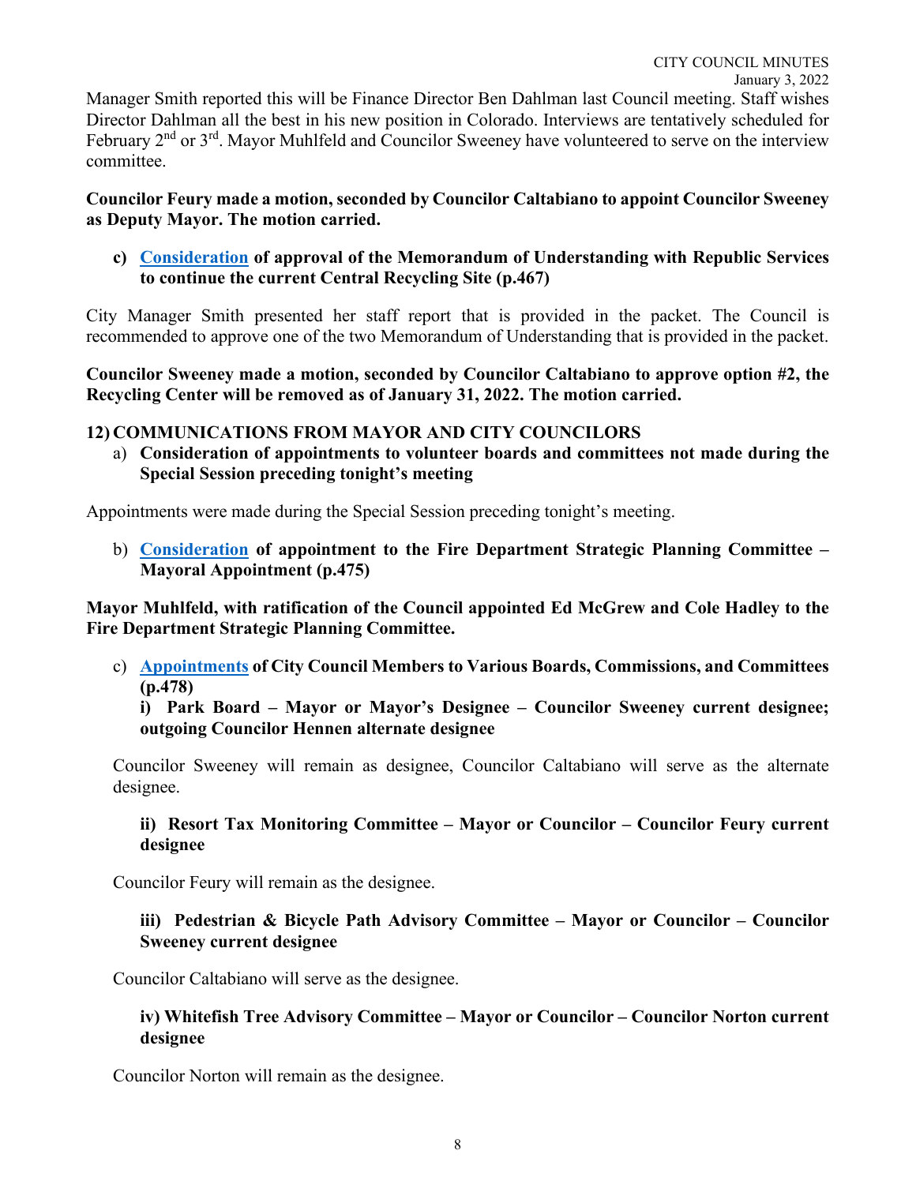Manager Smith reported this will be Finance Director Ben Dahlman last Council meeting. Staff wishes Director Dahlman all the best in his new position in Colorado. Interviews are tentatively scheduled for February 2nd or 3rd. Mayor Muhlfeld and Councilor Sweeney have volunteered to serve on the interview committee.

**Councilor Feury made a motion, seconded by Councilor Caltabiano to appoint Councilor Sweeney as Deputy Mayor. The motion carried.**

**c) Consideration of approval of the Memorandum of Understanding with Republic Services to continue the current Central Recycling Site (p.467)**

City Manager Smith presented her staff report that is provided in the packet. The Council is recommended to approve one of the two Memorandum of Understanding that is provided in the packet.

**Councilor Sweeney made a motion, seconded by Councilor Caltabiano to approve option #2, the Recycling Center will be removed as of January 31, 2022. The motion carried.**

## 12) COMMUNICATIONS FROM MAYOR AND CITY COUNCILORS

a) **Consideration of appointments to volunteer boards and committees not made during the Special Session preceding tonight's meeting**

Appointments were made during the Special Session preceding tonight's meeting.

b) **Consideration of appointment to the Fire Department Strategic Planning Committee – Mayoral Appointment (p.475)**

**Mayor Muhlfeld, with ratification of the Council appointed Ed McGrew and Cole Hadley to the Fire Department Strategic Planning Committee.**

c) **Appointments of City Council Members to Various Boards, Commissions, and Committees (p.478)**

**i) Park Board – Mayor or Mayor's Designee – Councilor Sweeney current designee; outgoing Councilor Hennen alternate designee**

Councilor Sweeney will remain as designee, Councilor Caltabiano will serve as the alternate designee.

**ii) Resort Tax Monitoring Committee – Mayor or Councilor – Councilor Feury current designee**

Councilor Feury will remain as the designee.

**iii) Pedestrian & Bicycle Path Advisory Committee – Mayor or Councilor – Councilor Sweeney current designee**

Councilor Caltabiano will serve as the designee.

**iv) Whitefish Tree Advisory Committee – Mayor or Councilor – Councilor Norton current designee**

Councilor Norton will remain as the designee.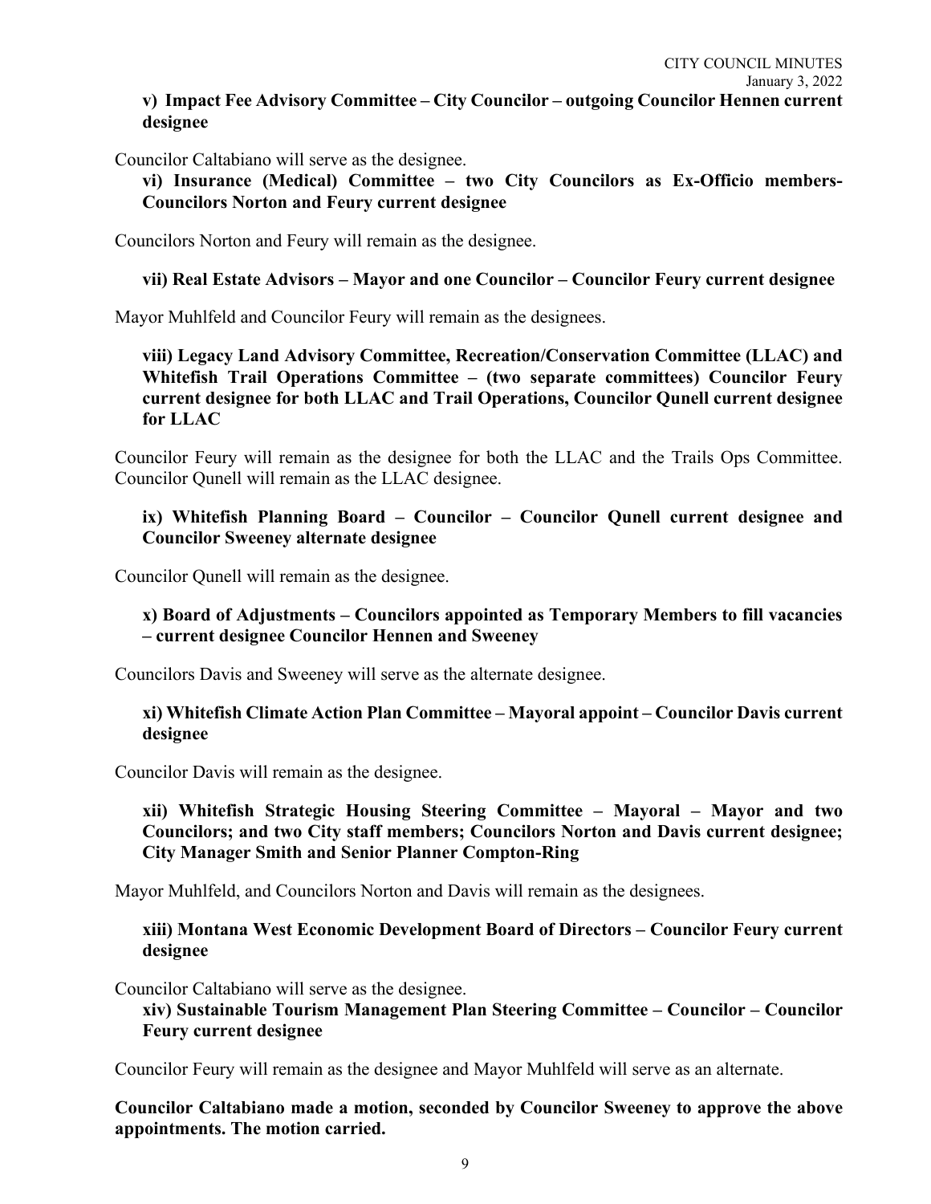**v) Impact Fee Advisory Committee – City Councilor – outgoing Councilor Hennen current designee**

Councilor Caltabiano will serve as the designee.

**vi) Insurance (Medical) Committee – two City Councilors as Ex-Officio members- Councilors Norton and Feury current designee**

Councilors Norton and Feury will remain as the designee.

**vii) Real Estate Advisors – Mayor and one Councilor – Councilor Feury current designee**

Mayor Muhlfeld and Councilor Feury will remain as the designees.

**viii) Legacy Land Advisory Committee, Recreation/Conservation Committee (LLAC) and Whitefish Trail Operations Committee – (two separate committees) Councilor Feury current designee for both LLAC and Trail Operations, Councilor Qunell current designee for LLAC**

Councilor Feury will remain as the designee for both the LLAC and the Trails Ops Committee. Councilor Qunell will remain as the LLAC designee.

**ix) Whitefish Planning Board – Councilor – Councilor Qunell current designee and Councilor Sweeney alternate designee**

Councilor Qunell will remain as the designee.

**x) Board of Adjustments – Councilors appointed as Temporary Members to fill vacancies – current designee Councilor Hennen and Sweeney**

Councilors Davis and Sweeney will serve as the alternate designee.

**xi) Whitefish Climate Action Plan Committee – Mayoral appoint – Councilor Davis current designee**

Councilor Davis will remain as the designee.

**xii) Whitefish Strategic Housing Steering Committee – Mayoral – Mayor and two Councilors; and two City staff members; Councilors Norton and Davis current designee; City Manager Smith and Senior Planner Compton-Ring**

Mayor Muhlfeld, and Councilors Norton and Davis will remain as the designees.

**xiii) Montana West Economic Development Board of Directors – Councilor Feury current designee**

Councilor Caltabiano will serve as the designee.

**xiv) Sustainable Tourism Management Plan Steering Committee – Councilor – Councilor Feury current designee**

Councilor Feury will remain as the designee and Mayor Muhlfeld will serve as an alternate.

**Councilor Caltabiano made a motion, seconded by Councilor Sweeney to approve the above appointments. The motion carried.**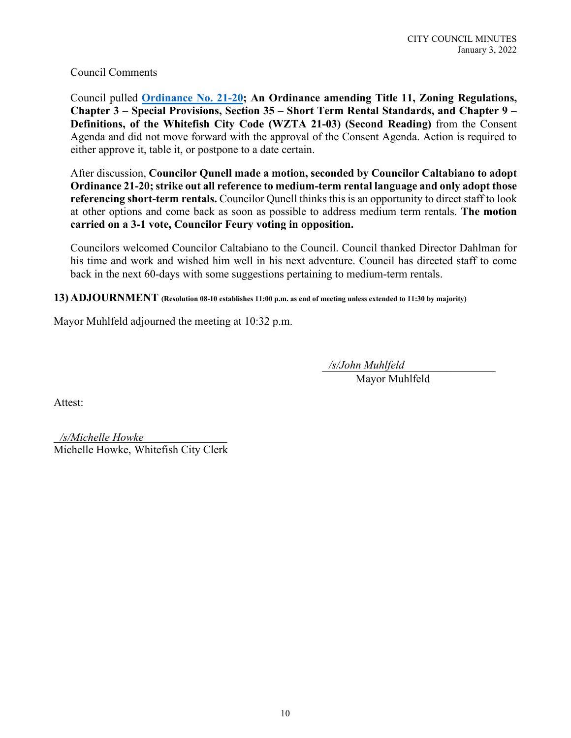Council Comments

Council pulled **Ordinance No. 21-20; An Ordinance amending Title 11, Zoning Regulations, Chapter 3 – Special Provisions, Section 35 – Short Term Rental Standards, and Chapter 9 – Definitions, of the Whitefish City Code (WZTA 21-03) (Second Reading)** from the Consent Agenda and did not move forward with the approval of the Consent Agenda. Action is required to either approve it, table it, or postpone to a date certain.

After discussion, **Councilor Qunell made a motion, seconded by Councilor Caltabiano to adopt Ordinance 21-20; strike out all reference to medium-term rental language and only adopt those referencing short-term rentals.** Councilor Qunell thinks this is an opportunity to direct staff to look at other options and come back as soon as possible to address medium term rentals. **The motion carried on a 3-1 vote, Councilor Feury voting in opposition.**

Councilors welcomed Councilor Caltabiano to the Council. Council thanked Director Dahlman for his time and work and wished him well in his next adventure. Council has directed staff to come back in the next 60-days with some suggestions pertaining to medium-term rentals.

**13) ADJOURNMENT** **(Resolution 08-10 establishes 11:00 p.m. as end of meeting unless extended to 11:30 by majority)**

Mayor Muhlfeld adjourned the meeting at 10:32 p.m.

*/s/John Muhlfeld*
Mayor Muhlfeld

Attest:

*/s/Michelle Howke*
Michelle Howke, Whitefish City Clerk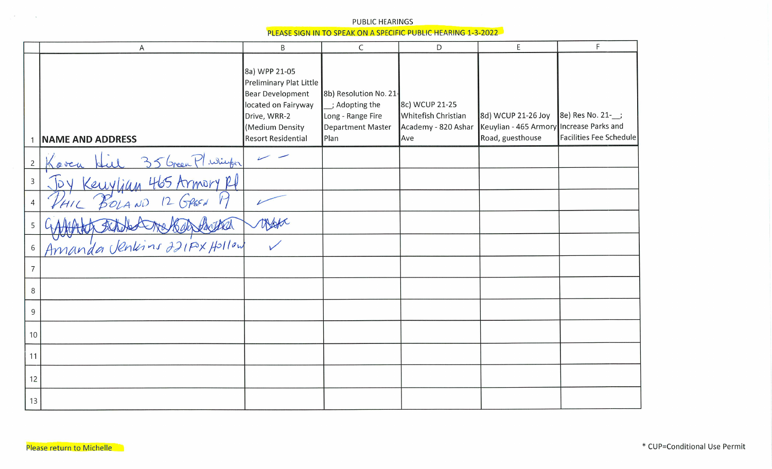PUBLIC HEARINGS

PLEASE SIGN IN TO SPEAK ON A SPECIFIC PUBLIC HEARING 1-3-2022

| | A | B | C | D | E | F |
|---|---|---|---|---|---|---|
| 1 | **NAME AND ADDRESS** | 8a) WPP 21-05 Preliminary Plat Little Bear Development located on Fairyway Drive, WRR-2 (Medium Density Resort Residential | 8b) Resolution No. 21-__; Adopting the Long - Range Fire Department Master Plan | 8c) WCUP 21-25 Whitefish Christian Academy - 820 Ashar Ave | 8d) WCUP 21-26 Joy Keuylian - 465 Armory Road, guesthouse | 8e) Res No. 21-__; Increase Parks and Facilities Fee Schedule |
| 2 | Karen Hill 35 Green Pl Whitefish | ✓ | | | | |
| 3 | Joy Keuylian 465 Armory Rd | | | | | |
| 4 | Phil Boland 12 Green Pl | ✓ | | | | |
| 5 | (crossed out) | ✓ (crossed out) | | | | |
| 6 | Amanda Jenkins 221 Fox Hollow | ✓ | | | | |
| 7 | | | | | | |
| 8 | | | | | | |
| 9 | | | | | | |
| 10 | | | | | | |
| 11 | | | | | | |
| 12 | | | | | | |
| 13 | | | | | | |

Please return to Michelle

* CUP=Conditional Use Permit